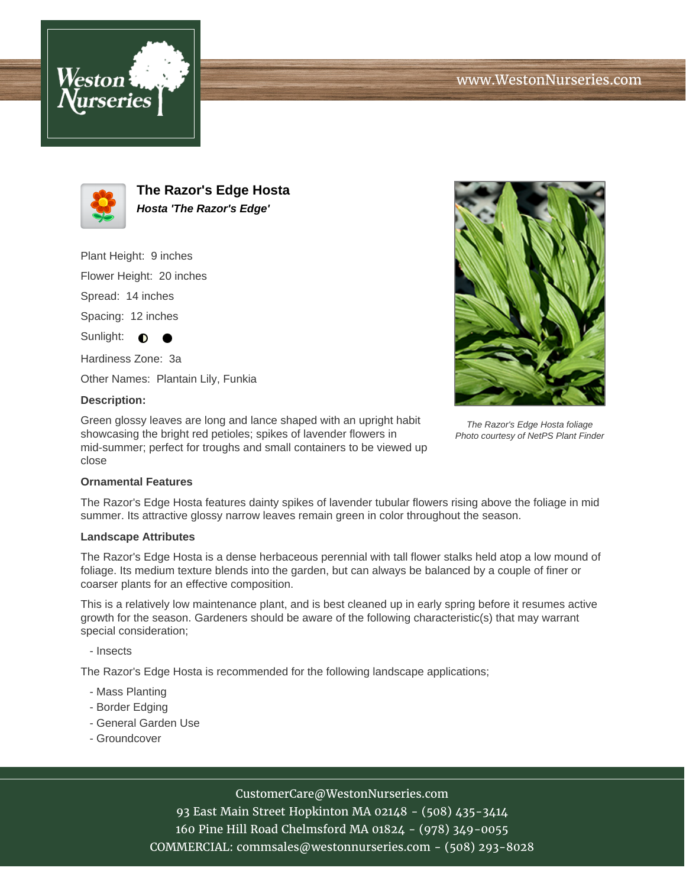# The Razor's Edge Hosta

***Hosta 'The Razor's Edge'***

Plant Height: 9 inches

Flower Height: 20 inches

Spread: 14 inches

Spacing: 12 inches

Sunlight: ◐ ●

Hardiness Zone: 3a

Other Names: Plantain Lily, Funkia

**Description:**

Green glossy leaves are long and lance shaped with an upright habit showcasing the bright red petioles; spikes of lavender flowers in mid-summer; perfect for troughs and small containers to be viewed up close

*The Razor's Edge Hosta foliage*
*Photo courtesy of NetPS Plant Finder*

**Ornamental Features**

The Razor's Edge Hosta features dainty spikes of lavender tubular flowers rising above the foliage in mid summer. Its attractive glossy narrow leaves remain green in color throughout the season.

**Landscape Attributes**

The Razor's Edge Hosta is a dense herbaceous perennial with tall flower stalks held atop a low mound of foliage. Its medium texture blends into the garden, but can always be balanced by a couple of finer or coarser plants for an effective composition.

This is a relatively low maintenance plant, and is best cleaned up in early spring before it resumes active growth for the season. Gardeners should be aware of the following characteristic(s) that may warrant special consideration;

- Insects

The Razor's Edge Hosta is recommended for the following landscape applications;

- Mass Planting
- Border Edging
- General Garden Use
- Groundcover

CustomerCare@WestonNurseries.com
93 East Main Street Hopkinton MA 02148 - (508) 435-3414
160 Pine Hill Road Chelmsford MA 01824 - (978) 349-0055
COMMERCIAL: commsales@westonnurseries.com - (508) 293-8028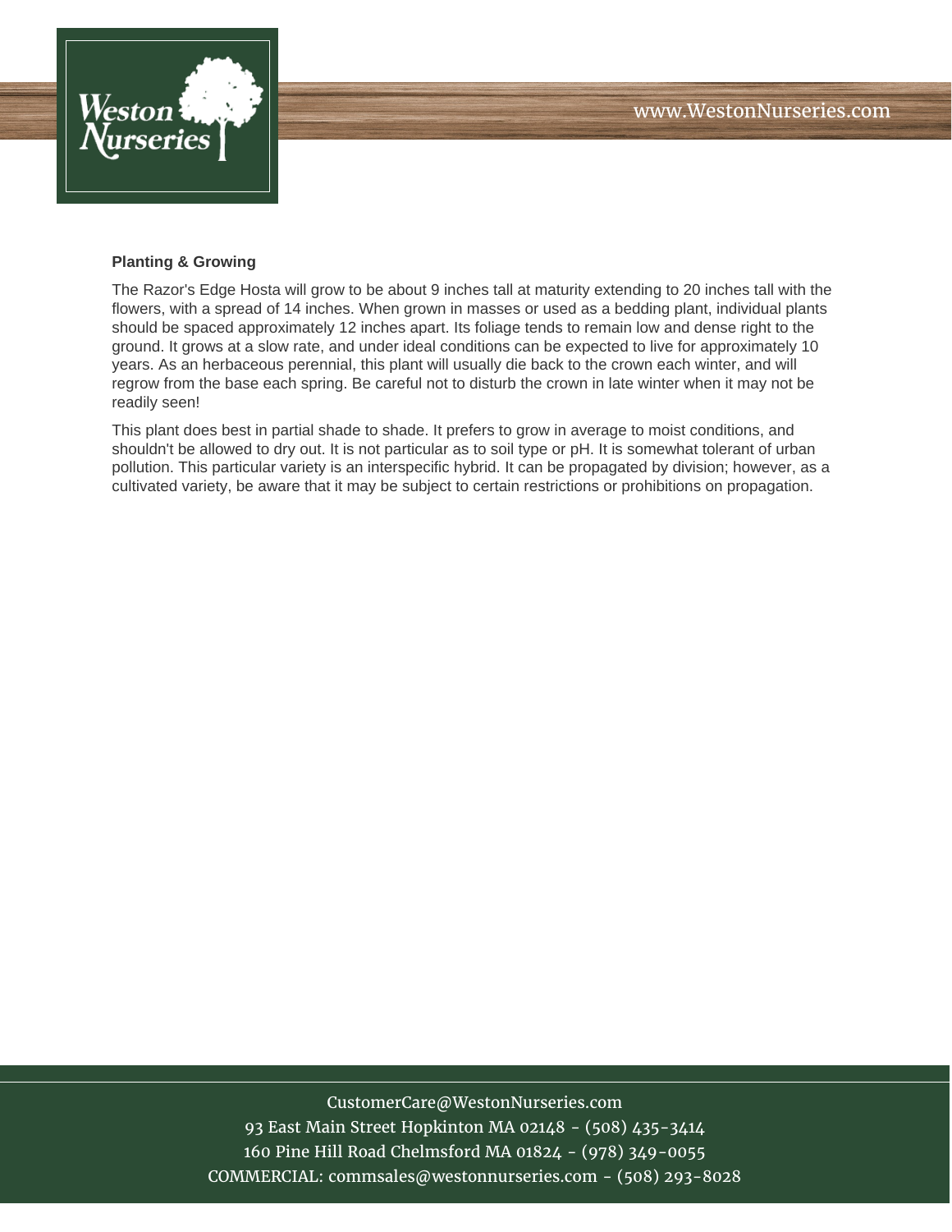### Planting & Growing

The Razor's Edge Hosta will grow to be about 9 inches tall at maturity extending to 20 inches tall with the flowers, with a spread of 14 inches. When grown in masses or used as a bedding plant, individual plants should be spaced approximately 12 inches apart. Its foliage tends to remain low and dense right to the ground. It grows at a slow rate, and under ideal conditions can be expected to live for approximately 10 years. As an herbaceous perennial, this plant will usually die back to the crown each winter, and will regrow from the base each spring. Be careful not to disturb the crown in late winter when it may not be readily seen!

This plant does best in partial shade to shade. It prefers to grow in average to moist conditions, and shouldn't be allowed to dry out. It is not particular as to soil type or pH. It is somewhat tolerant of urban pollution. This particular variety is an interspecific hybrid. It can be propagated by division; however, as a cultivated variety, be aware that it may be subject to certain restrictions or prohibitions on propagation.